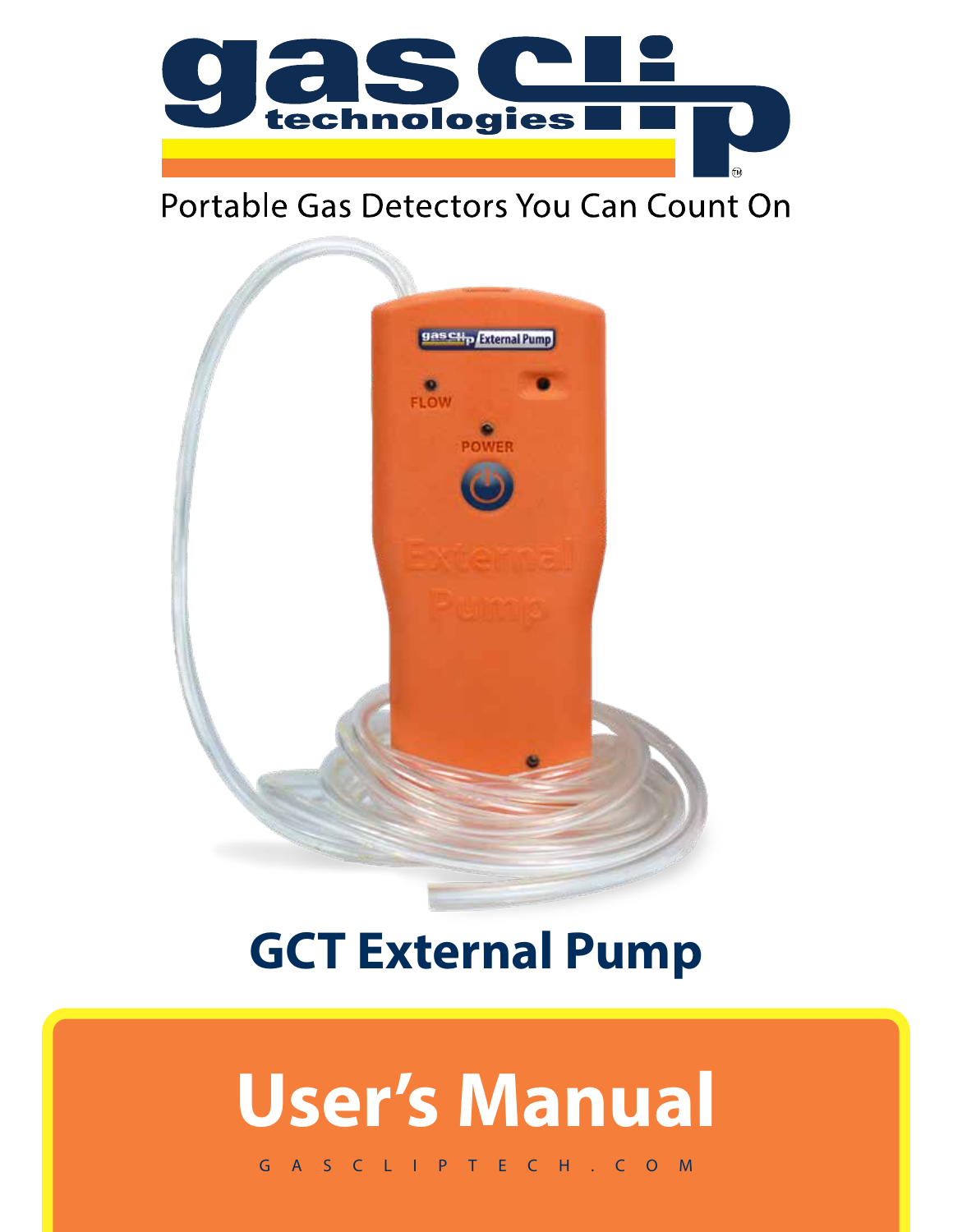gas clip technologies

Portable Gas Detectors You Can Count On

# GCT External Pump

# User's Manual

GASCLIPTECH.COM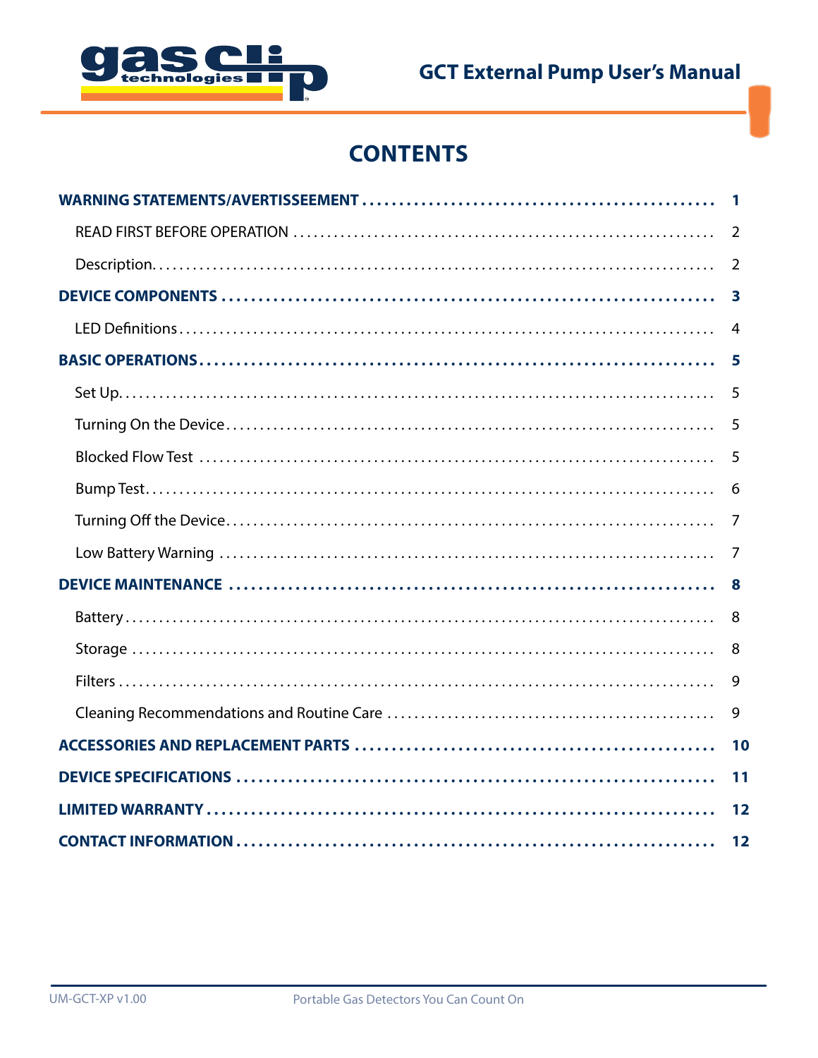# CONTENTS

**WARNING STATEMENTS/AVERTISSEEMENT** ........ **1**

- READ FIRST BEFORE OPERATION ........ 2
- Description ........ 2

**DEVICE COMPONENTS** ........ **3**

- LED Definitions ........ 4

**BASIC OPERATIONS** ........ **5**

- Set Up ........ 5
- Turning On the Device ........ 5
- Blocked Flow Test ........ 5
- Bump Test ........ 6
- Turning Off the Device ........ 7
- Low Battery Warning ........ 7

**DEVICE MAINTENANCE** ........ **8**

- Battery ........ 8
- Storage ........ 8
- Filters ........ 9
- Cleaning Recommendations and Routine Care ........ 9

**ACCESSORIES AND REPLACEMENT PARTS** ........ **10**

**DEVICE SPECIFICATIONS** ........ **11**

**LIMITED WARRANTY** ........ **12**

**CONTACT INFORMATION** ........ **12**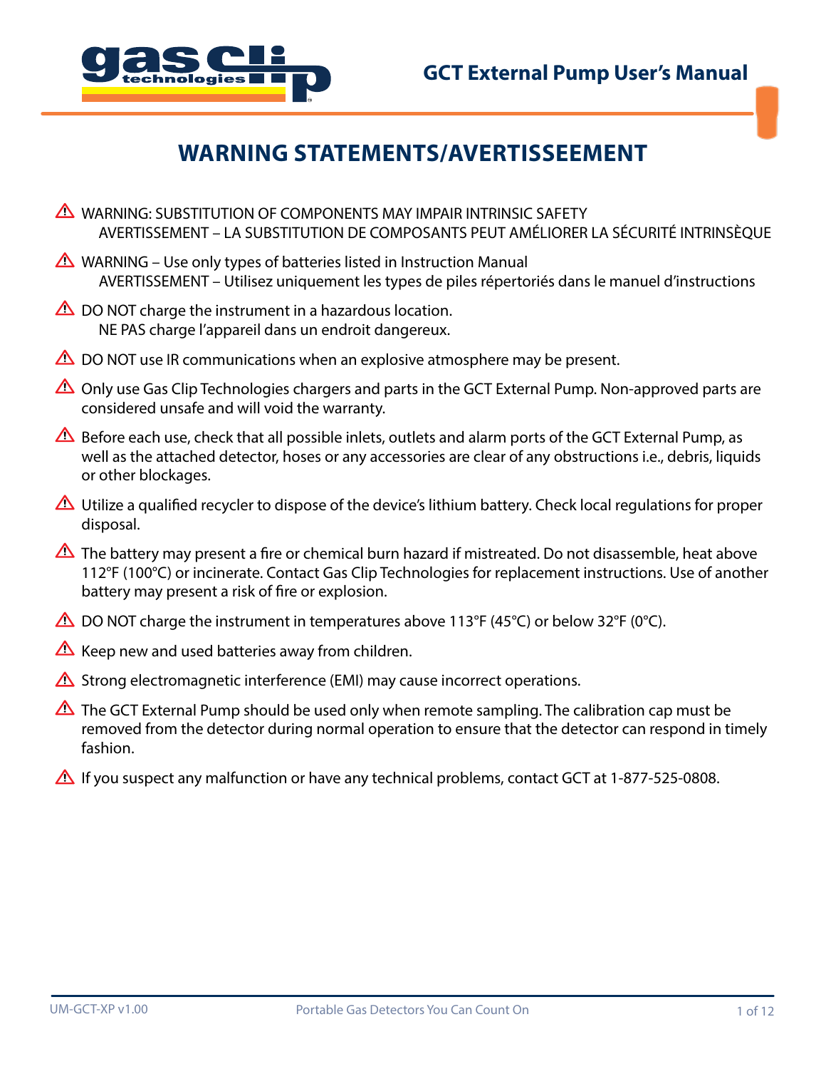# WARNING STATEMENTS/AVERTISSEEMENT

⚠ WARNING: SUBSTITUTION OF COMPONENTS MAY IMPAIR INTRINSIC SAFETY
AVERTISSEMENT – LA SUBSTITUTION DE COMPOSANTS PEUT AMÉLIORER LA SÉCURITÉ INTRINSÈQUE

⚠ WARNING – Use only types of batteries listed in Instruction Manual
AVERTISSEMENT – Utilisez uniquement les types de piles répertoriés dans le manuel d'instructions

⚠ DO NOT charge the instrument in a hazardous location.
NE PAS charge l'appareil dans un endroit dangereux.

⚠ DO NOT use IR communications when an explosive atmosphere may be present.

⚠ Only use Gas Clip Technologies chargers and parts in the GCT External Pump. Non-approved parts are considered unsafe and will void the warranty.

⚠ Before each use, check that all possible inlets, outlets and alarm ports of the GCT External Pump, as well as the attached detector, hoses or any accessories are clear of any obstructions i.e., debris, liquids or other blockages.

⚠ Utilize a qualified recycler to dispose of the device's lithium battery. Check local regulations for proper disposal.

⚠ The battery may present a fire or chemical burn hazard if mistreated. Do not disassemble, heat above 112°F (100°C) or incinerate. Contact Gas Clip Technologies for replacement instructions. Use of another battery may present a risk of fire or explosion.

⚠ DO NOT charge the instrument in temperatures above 113°F (45°C) or below 32°F (0°C).

⚠ Keep new and used batteries away from children.

⚠ Strong electromagnetic interference (EMI) may cause incorrect operations.

⚠ The GCT External Pump should be used only when remote sampling. The calibration cap must be removed from the detector during normal operation to ensure that the detector can respond in timely fashion.

⚠ If you suspect any malfunction or have any technical problems, contact GCT at 1-877-525-0808.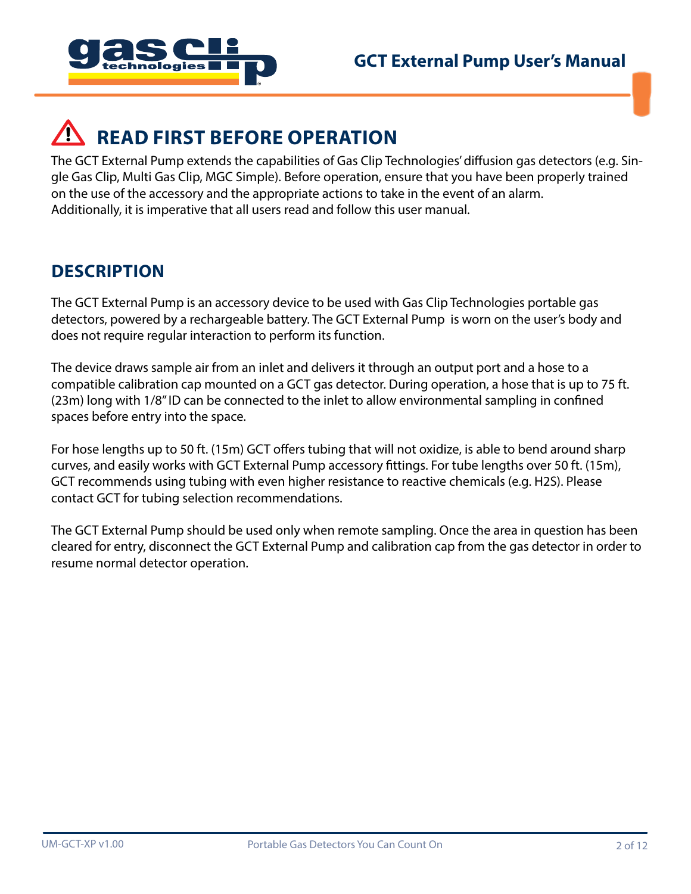## READ FIRST BEFORE OPERATION

The GCT External Pump extends the capabilities of Gas Clip Technologies' diffusion gas detectors (e.g. Single Gas Clip, Multi Gas Clip, MGC Simple). Before operation, ensure that you have been properly trained on the use of the accessory and the appropriate actions to take in the event of an alarm. Additionally, it is imperative that all users read and follow this user manual.

## DESCRIPTION

The GCT External Pump is an accessory device to be used with Gas Clip Technologies portable gas detectors, powered by a rechargeable battery. The GCT External Pump is worn on the user's body and does not require regular interaction to perform its function.

The device draws sample air from an inlet and delivers it through an output port and a hose to a compatible calibration cap mounted on a GCT gas detector. During operation, a hose that is up to 75 ft. (23m) long with 1/8" ID can be connected to the inlet to allow environmental sampling in confined spaces before entry into the space.

For hose lengths up to 50 ft. (15m) GCT offers tubing that will not oxidize, is able to bend around sharp curves, and easily works with GCT External Pump accessory fittings. For tube lengths over 50 ft. (15m), GCT recommends using tubing with even higher resistance to reactive chemicals (e.g. $H_2S$). Please contact GCT for tubing selection recommendations.

The GCT External Pump should be used only when remote sampling. Once the area in question has been cleared for entry, disconnect the GCT External Pump and calibration cap from the gas detector in order to resume normal detector operation.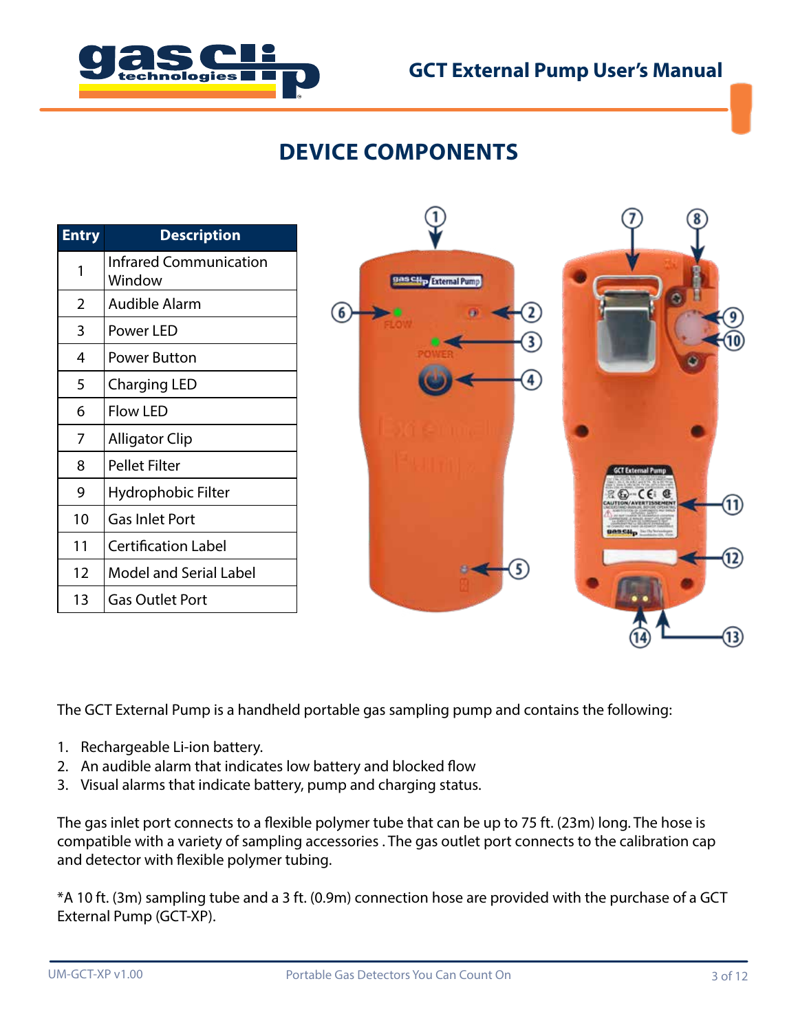# DEVICE COMPONENTS

| Entry | Description |
|---|---|
| 1 | Infrared Communication Window |
| 2 | Audible Alarm |
| 3 | Power LED |
| 4 | Power Button |
| 5 | Charging LED |
| 6 | Flow LED |
| 7 | Alligator Clip |
| 8 | Pellet Filter |
| 9 | Hydrophobic Filter |
| 10 | Gas Inlet Port |
| 11 | Certification Label |
| 12 | Model and Serial Label |
| 13 | Gas Outlet Port |

The GCT External Pump is a handheld portable gas sampling pump and contains the following:

1. Rechargeable Li-ion battery.
2. An audible alarm that indicates low battery and blocked flow
3. Visual alarms that indicate battery, pump and charging status.

The gas inlet port connects to a flexible polymer tube that can be up to 75 ft. (23m) long. The hose is compatible with a variety of sampling accessories . The gas outlet port connects to the calibration cap and detector with flexible polymer tubing.

*A 10 ft. (3m) sampling tube and a 3 ft. (0.9m) connection hose are provided with the purchase of a GCT External Pump (GCT-XP).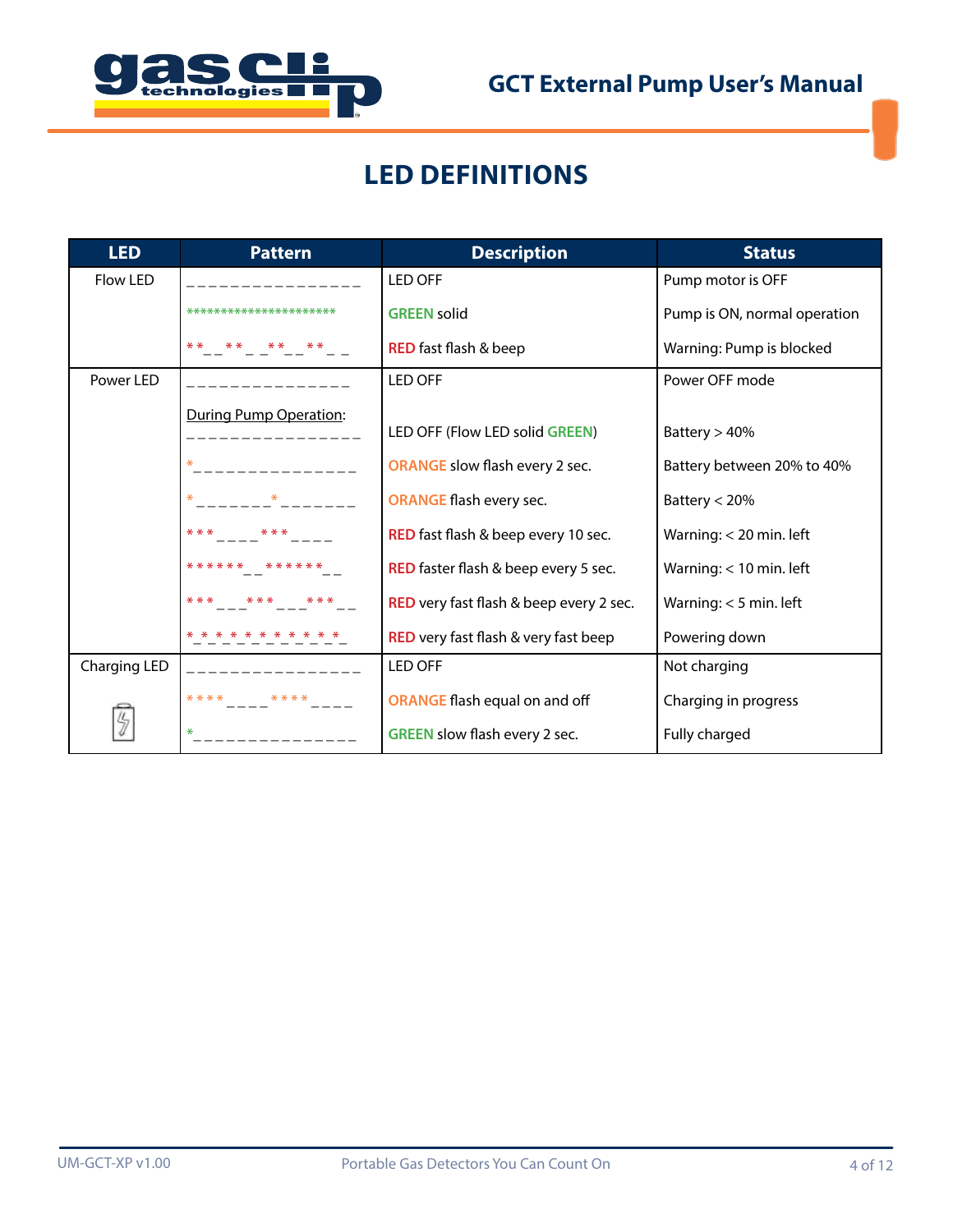# LED DEFINITIONS

| LED | Pattern | Description | Status |
|---|---|---|---|
| Flow LED | _ _ _ _ _ _ _ _ _ _ _ _ _ _ _ _ | LED OFF | Pump motor is OFF |
| | ********************** | GREEN solid | Pump is ON, normal operation |
| | * * _ _ * * _ _ * * _ _ * * _ _ | RED fast flash & beep | Warning: Pump is blocked |
| Power LED | _ _ _ _ _ _ _ _ _ _ _ _ _ _ _ | LED OFF | Power OFF mode |
| | During Pump Operation: | | |
| | _ _ _ _ _ _ _ _ _ _ _ _ _ _ _ _ | LED OFF (Flow LED solid GREEN) | Battery > 40% |
| | * _ _ _ _ _ _ _ _ _ _ _ _ _ _ _ | ORANGE slow flash every 2 sec. | Battery between 20% to 40% |
| | * _ _ _ _ _ _ _ * _ _ _ _ _ _ _ | ORANGE flash every sec. | Battery < 20% |
| | * * * _ _ _ _ * * * _ _ _ _ | RED fast flash & beep every 10 sec. | Warning: < 20 min. left |
| | * * * * * * _ _ * * * * * * _ _ | RED faster flash & beep every 5 sec. | Warning: < 10 min. left |
| | * * * _ _ _ * * * _ _ _ * * * _ _ | RED very fast flash & beep every 2 sec. | Warning: < 5 min. left |
| | * _ * _ * _ * _ * _ * _ * _ * _ * _ * _ * _ | RED very fast flash & very fast beep | Powering down |
| Charging LED | _ _ _ _ _ _ _ _ _ _ _ _ _ _ _ _ | LED OFF | Not charging |
| | * * * * _ _ _ _ * * * * _ _ _ _ | ORANGE flash equal on and off | Charging in progress |
| | * _ _ _ _ _ _ _ _ _ _ _ _ _ _ _ | GREEN slow flash every 2 sec. | Fully charged |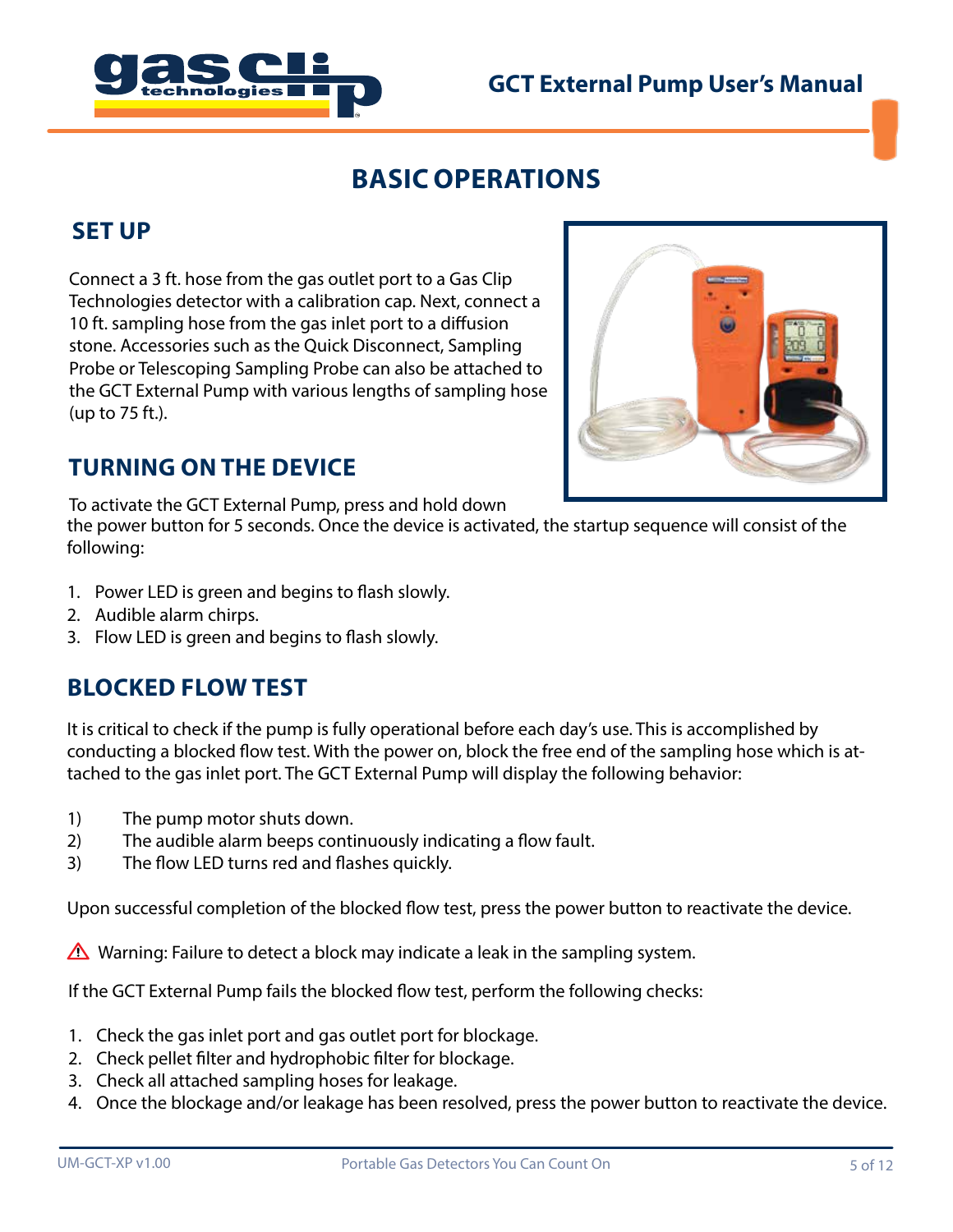# BASIC OPERATIONS

## SET UP

Connect a 3 ft. hose from the gas outlet port to a Gas Clip Technologies detector with a calibration cap. Next, connect a 10 ft. sampling hose from the gas inlet port to a diffusion stone. Accessories such as the Quick Disconnect, Sampling Probe or Telescoping Sampling Probe can also be attached to the GCT External Pump with various lengths of sampling hose (up to 75 ft.).

## TURNING ON THE DEVICE

To activate the GCT External Pump, press and hold down the power button for 5 seconds. Once the device is activated, the startup sequence will consist of the following:

1. Power LED is green and begins to flash slowly.
2. Audible alarm chirps.
3. Flow LED is green and begins to flash slowly.

## BLOCKED FLOW TEST

It is critical to check if the pump is fully operational before each day's use. This is accomplished by conducting a blocked flow test. With the power on, block the free end of the sampling hose which is attached to the gas inlet port. The GCT External Pump will display the following behavior:

1) The pump motor shuts down.
2) The audible alarm beeps continuously indicating a flow fault.
3) The flow LED turns red and flashes quickly.

Upon successful completion of the blocked flow test, press the power button to reactivate the device.

⚠ Warning: Failure to detect a block may indicate a leak in the sampling system.

If the GCT External Pump fails the blocked flow test, perform the following checks:

1. Check the gas inlet port and gas outlet port for blockage.
2. Check pellet filter and hydrophobic filter for blockage.
3. Check all attached sampling hoses for leakage.
4. Once the blockage and/or leakage has been resolved, press the power button to reactivate the device.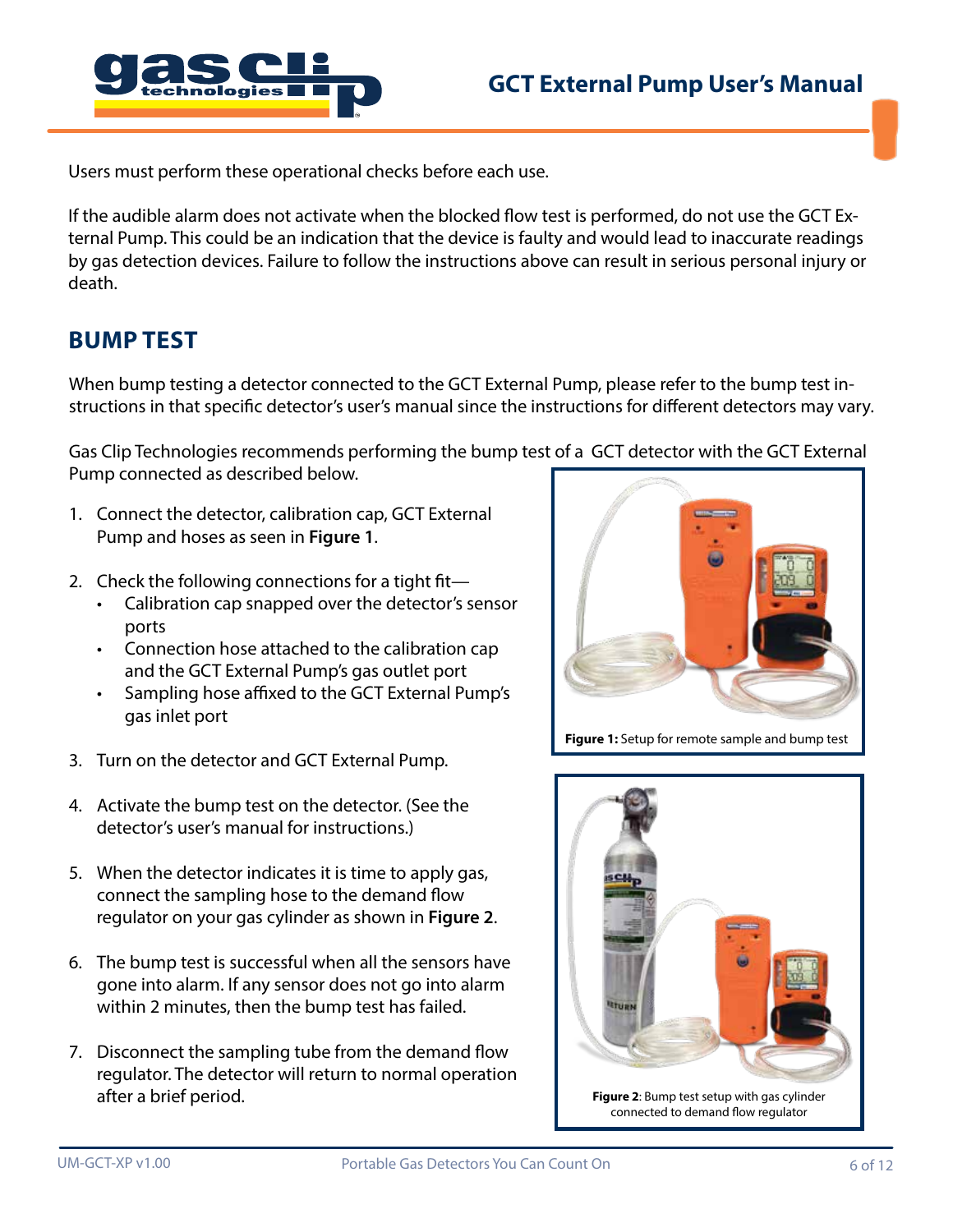Users must perform these operational checks before each use.

If the audible alarm does not activate when the blocked flow test is performed, do not use the GCT External Pump. This could be an indication that the device is faulty and would lead to inaccurate readings by gas detection devices. Failure to follow the instructions above can result in serious personal injury or death.

## BUMP TEST

When bump testing a detector connected to the GCT External Pump, please refer to the bump test instructions in that specific detector's user's manual since the instructions for different detectors may vary.

Gas Clip Technologies recommends performing the bump test of a GCT detector with the GCT External Pump connected as described below.

1. Connect the detector, calibration cap, GCT External Pump and hoses as seen in **Figure 1**.
2. Check the following connections for a tight fit—
   - Calibration cap snapped over the detector's sensor ports
   - Connection hose attached to the calibration cap and the GCT External Pump's gas outlet port
   - Sampling hose affixed to the GCT External Pump's gas inlet port
3. Turn on the detector and GCT External Pump.
4. Activate the bump test on the detector. (See the detector's user's manual for instructions.)
5. When the detector indicates it is time to apply gas, connect the sampling hose to the demand flow regulator on your gas cylinder as shown in **Figure 2**.
6. The bump test is successful when all the sensors have gone into alarm. If any sensor does not go into alarm within 2 minutes, then the bump test has failed.
7. Disconnect the sampling tube from the demand flow regulator. The detector will return to normal operation after a brief period.

**Figure 1:** Setup for remote sample and bump test

**Figure 2**: Bump test setup with gas cylinder connected to demand flow regulator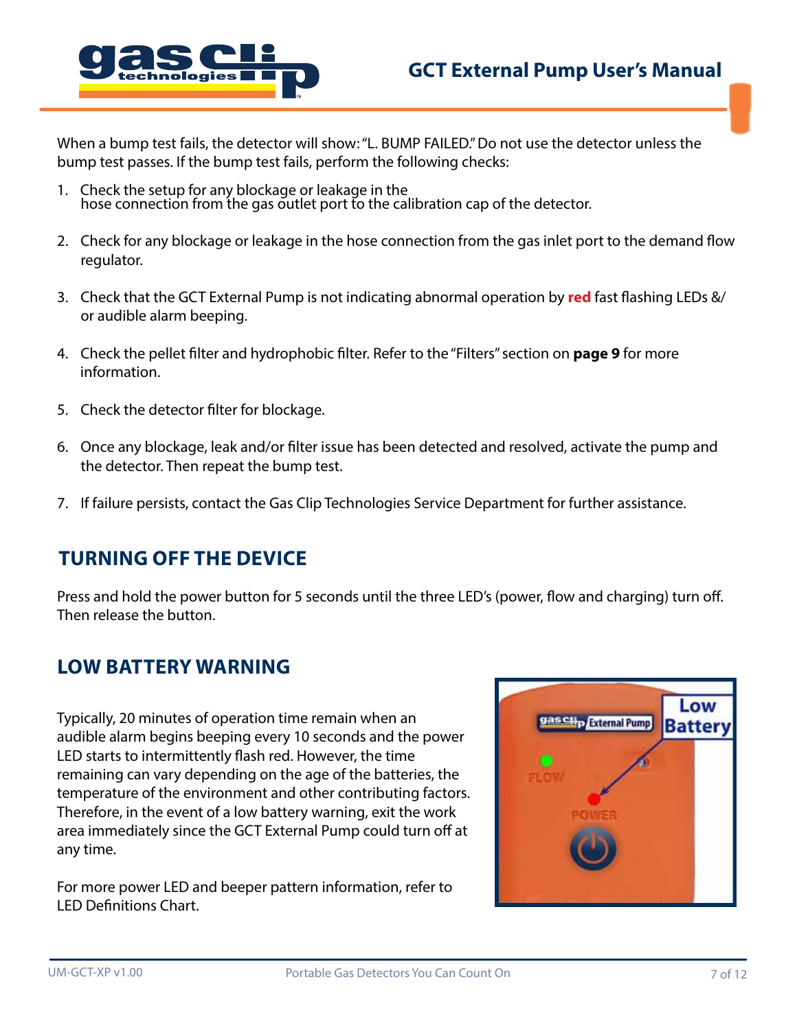When a bump test fails, the detector will show: "L. BUMP FAILED." Do not use the detector unless the bump test passes. If the bump test fails, perform the following checks:

1. Check the setup for any blockage or leakage in the hose connection from the gas outlet port to the calibration cap of the detector.
2. Check for any blockage or leakage in the hose connection from the gas inlet port to the demand flow regulator.
3. Check that the GCT External Pump is not indicating abnormal operation by **red** fast flashing LEDs &/or audible alarm beeping.
4. Check the pellet filter and hydrophobic filter. Refer to the "Filters" section on **page 9** for more information.
5. Check the detector filter for blockage.
6. Once any blockage, leak and/or filter issue has been detected and resolved, activate the pump and the detector. Then repeat the bump test.
7. If failure persists, contact the Gas Clip Technologies Service Department for further assistance.

## TURNING OFF THE DEVICE

Press and hold the power button for 5 seconds until the three LED's (power, flow and charging) turn off. Then release the button.

## LOW BATTERY WARNING

Typically, 20 minutes of operation time remain when an audible alarm begins beeping every 10 seconds and the power LED starts to intermittently flash red. However, the time remaining can vary depending on the age of the batteries, the temperature of the environment and other contributing factors. Therefore, in the event of a low battery warning, exit the work area immediately since the GCT External Pump could turn off at any time.

For more power LED and beeper pattern information, refer to LED Definitions Chart.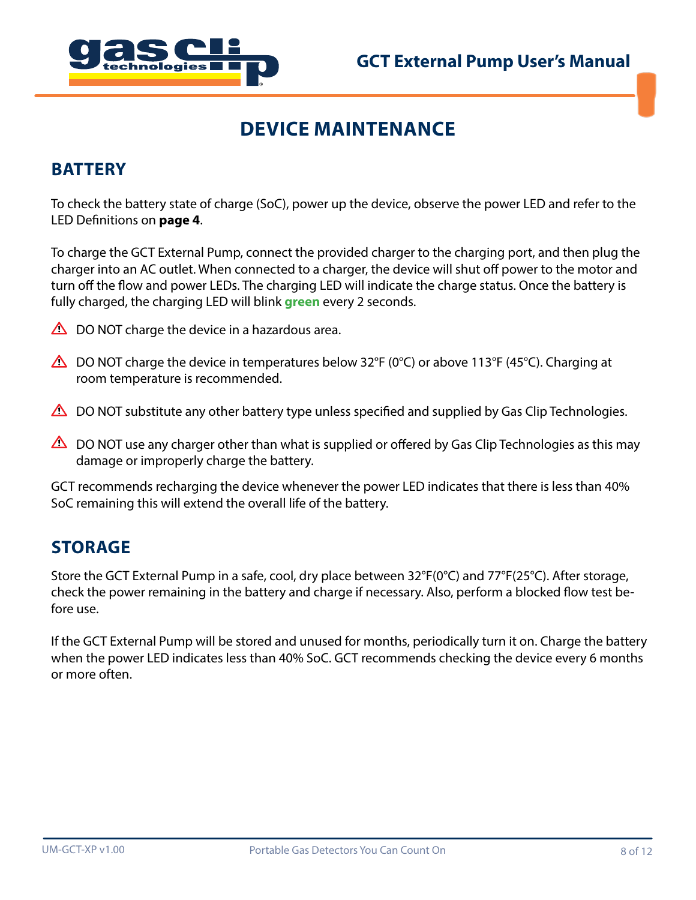# DEVICE MAINTENANCE

## BATTERY

To check the battery state of charge (SoC), power up the device, observe the power LED and refer to the LED Definitions on **page 4**.

To charge the GCT External Pump, connect the provided charger to the charging port, and then plug the charger into an AC outlet. When connected to a charger, the device will shut off power to the motor and turn off the flow and power LEDs. The charging LED will indicate the charge status. Once the battery is fully charged, the charging LED will blink **green** every 2 seconds.

⚠ DO NOT charge the device in a hazardous area.

⚠ DO NOT charge the device in temperatures below 32°F (0°C) or above 113°F (45°C). Charging at room temperature is recommended.

⚠ DO NOT substitute any other battery type unless specified and supplied by Gas Clip Technologies.

⚠ DO NOT use any charger other than what is supplied or offered by Gas Clip Technologies as this may damage or improperly charge the battery.

GCT recommends recharging the device whenever the power LED indicates that there is less than 40% SoC remaining this will extend the overall life of the battery.

## STORAGE

Store the GCT External Pump in a safe, cool, dry place between 32°F(0°C) and 77°F(25°C). After storage, check the power remaining in the battery and charge if necessary. Also, perform a blocked flow test before use.

If the GCT External Pump will be stored and unused for months, periodically turn it on. Charge the battery when the power LED indicates less than 40% SoC. GCT recommends checking the device every 6 months or more often.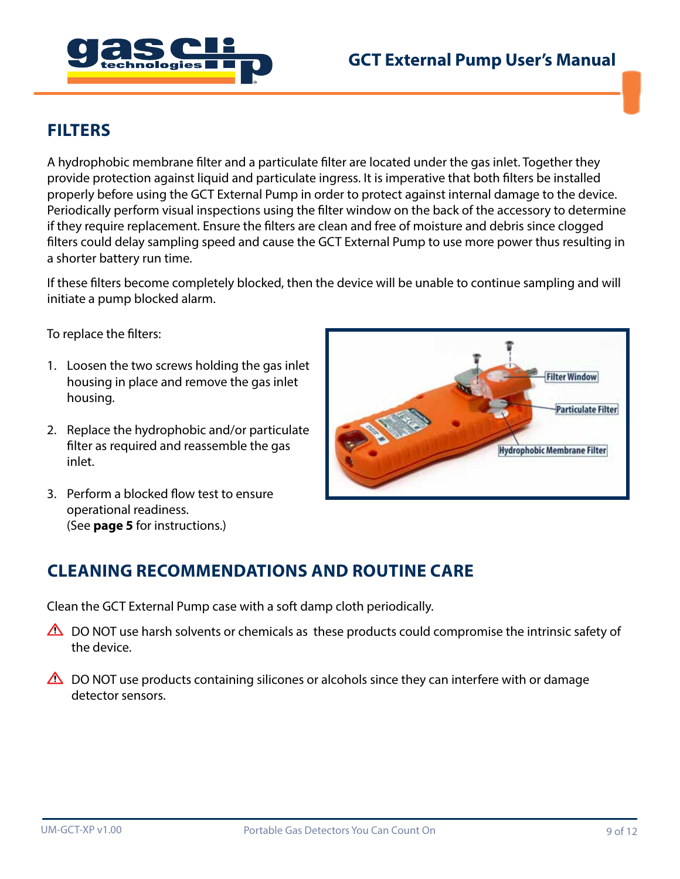## FILTERS

A hydrophobic membrane filter and a particulate filter are located under the gas inlet. Together they provide protection against liquid and particulate ingress. It is imperative that both filters be installed properly before using the GCT External Pump in order to protect against internal damage to the device. Periodically perform visual inspections using the filter window on the back of the accessory to determine if they require replacement. Ensure the filters are clean and free of moisture and debris since clogged filters could delay sampling speed and cause the GCT External Pump to use more power thus resulting in a shorter battery run time.

If these filters become completely blocked, then the device will be unable to continue sampling and will initiate a pump blocked alarm.

To replace the filters:

1. Loosen the two screws holding the gas inlet housing in place and remove the gas inlet housing.
2. Replace the hydrophobic and/or particulate filter as required and reassemble the gas inlet.
3. Perform a blocked flow test to ensure operational readiness.
   (See **page 5** for instructions.)

Filter Window

Particulate Filter

Hydrophobic Membrane Filter

## CLEANING RECOMMENDATIONS AND ROUTINE CARE

Clean the GCT External Pump case with a soft damp cloth periodically.

⚠ DO NOT use harsh solvents or chemicals as these products could compromise the intrinsic safety of the device.

⚠ DO NOT use products containing silicones or alcohols since they can interfere with or damage detector sensors.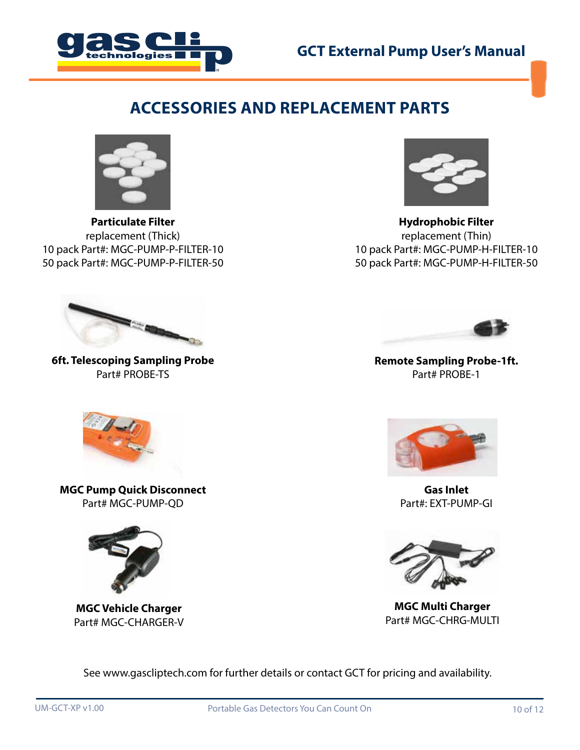# ACCESSORIES AND REPLACEMENT PARTS

**Particulate Filter**
replacement (Thick)
10 pack Part#: MGC-PUMP-P-FILTER-10
50 pack Part#: MGC-PUMP-P-FILTER-50

**Hydrophobic Filter**
replacement (Thin)
10 pack Part#: MGC-PUMP-H-FILTER-10
50 pack Part#: MGC-PUMP-H-FILTER-50

**6ft. Telescoping Sampling Probe**
Part# PROBE-TS

**Remote Sampling Probe-1ft.**
Part# PROBE-1

**MGC Pump Quick Disconnect**
Part# MGC-PUMP-QD

**Gas Inlet**
Part#: EXT-PUMP-GI

**MGC Vehicle Charger**
Part# MGC-CHARGER-V

**MGC Multi Charger**
Part# MGC-CHRG-MULTI

See www.gascliptech.com for further details or contact GCT for pricing and availability.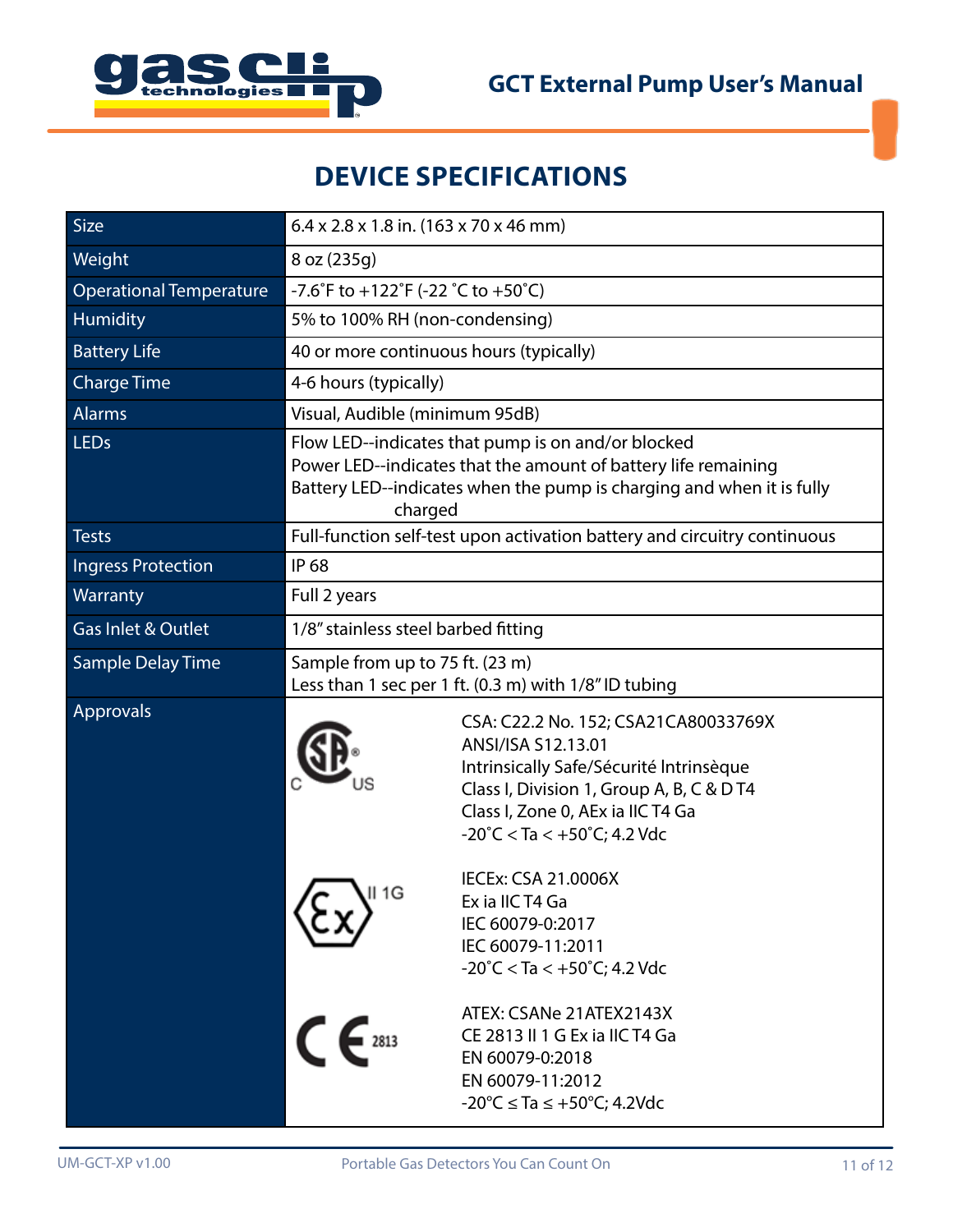# DEVICE SPECIFICATIONS

| | |
|---|---|
| Size | 6.4 x 2.8 x 1.8 in. (163 x 70 x 46 mm) |
| Weight | 8 oz (235g) |
| Operational Temperature | -7.6˚F to +122˚F (-22 ˚C to +50˚C) |
| Humidity | 5% to 100% RH (non-condensing) |
| Battery Life | 40 or more continuous hours (typically) |
| Charge Time | 4-6 hours (typically) |
| Alarms | Visual, Audible (minimum 95dB) |
| LEDs | Flow LED--indicates that pump is on and/or blocked<br>Power LED--indicates that the amount of battery life remaining<br>Battery LED--indicates when the pump is charging and when it is fully charged |
| Tests | Full-function self-test upon activation battery and circuitry continuous |
| Ingress Protection | IP 68 |
| Warranty | Full 2 years |
| Gas Inlet & Outlet | 1/8" stainless steel barbed fitting |
| Sample Delay Time | Sample from up to 75 ft. (23 m)<br>Less than 1 sec per 1 ft. (0.3 m) with 1/8" ID tubing |
| Approvals | CSA: C22.2 No. 152; CSA21CA80033769X<br>ANSI/ISA S12.13.01<br>Intrinsically Safe/Sécurité Intrinsèque<br>Class I, Division 1, Group A, B, C & D T4<br>Class I, Zone 0, AEx ia IIC T4 Ga<br>-20˚C < Ta < +50˚C; 4.2 Vdc<br><br>II 1G<br>IECEx: CSA 21.0006X<br>Ex ia IIC T4 Ga<br>IEC 60079-0:2017<br>IEC 60079-11:2011<br>-20˚C < Ta < +50˚C; 4.2 Vdc<br><br>2813<br>ATEX: CSANe 21ATEX2143X<br>CE 2813 II 1 G Ex ia IIC T4 Ga<br>EN 60079-0:2018<br>EN 60079-11:2012<br>-20°C ≤ Ta ≤ +50°C; 4.2Vdc |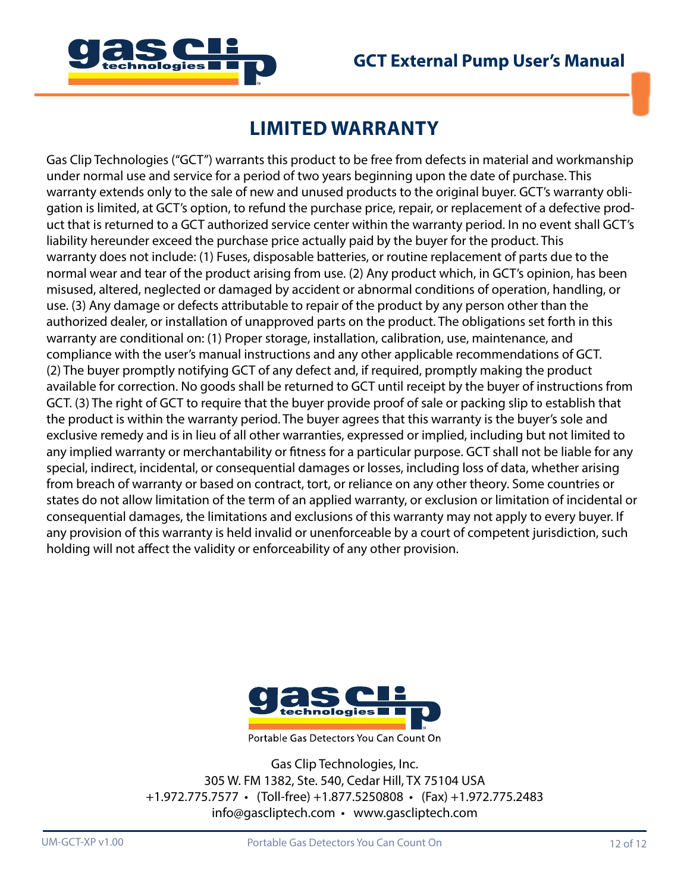# LIMITED WARRANTY

Gas Clip Technologies ("GCT") warrants this product to be free from defects in material and workmanship under normal use and service for a period of two years beginning upon the date of purchase. This warranty extends only to the sale of new and unused products to the original buyer. GCT's warranty obligation is limited, at GCT's option, to refund the purchase price, repair, or replacement of a defective product that is returned to a GCT authorized service center within the warranty period. In no event shall GCT's liability hereunder exceed the purchase price actually paid by the buyer for the product. This warranty does not include: (1) Fuses, disposable batteries, or routine replacement of parts due to the normal wear and tear of the product arising from use. (2) Any product which, in GCT's opinion, has been misused, altered, neglected or damaged by accident or abnormal conditions of operation, handling, or use. (3) Any damage or defects attributable to repair of the product by any person other than the authorized dealer, or installation of unapproved parts on the product. The obligations set forth in this warranty are conditional on: (1) Proper storage, installation, calibration, use, maintenance, and compliance with the user's manual instructions and any other applicable recommendations of GCT. (2) The buyer promptly notifying GCT of any defect and, if required, promptly making the product available for correction. No goods shall be returned to GCT until receipt by the buyer of instructions from GCT. (3) The right of GCT to require that the buyer provide proof of sale or packing slip to establish that the product is within the warranty period. The buyer agrees that this warranty is the buyer's sole and exclusive remedy and is in lieu of all other warranties, expressed or implied, including but not limited to any implied warranty or merchantability or fitness for a particular purpose. GCT shall not be liable for any special, indirect, incidental, or consequential damages or losses, including loss of data, whether arising from breach of warranty or based on contract, tort, or reliance on any other theory. Some countries or states do not allow limitation of the term of an applied warranty, or exclusion or limitation of incidental or consequential damages, the limitations and exclusions of this warranty may not apply to every buyer. If any provision of this warranty is held invalid or unenforceable by a court of competent jurisdiction, such holding will not affect the validity or enforceability of any other provision.

Portable Gas Detectors You Can Count On

Gas Clip Technologies, Inc.
305 W. FM 1382, Ste. 540, Cedar Hill, TX 75104 USA
+1.972.775.7577 • (Toll-free) +1.877.5250808 • (Fax) +1.972.775.2483
info@gascliptech.com • www.gascliptech.com